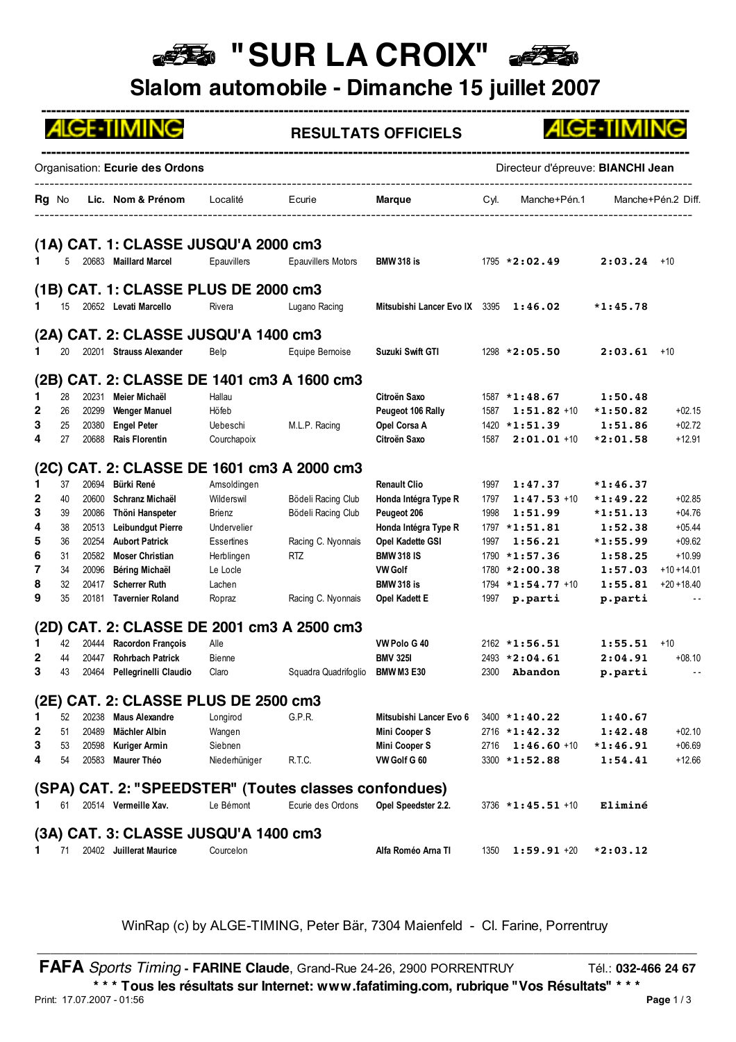# "SUR LA CROIX"

## Slalom automobile - Dimanche 15 juillet 2007

ALGE-TIMING **RESULTATS OFFICIELS** ALGE-TIMING

Organisation: **Ecurie des Ordons** Directeur d'épreuve: **BIANCHI Jean**

| Rg | No | Lic. | Nom & Prénom | Localité | Ecurie | Marque | Cyl. | Manche+Pén.1 | Manche+Pén.2 | Diff. |
|---|---|---|---|---|---|---|---|---|---|---|
| **(1A) CAT. 1: CLASSE JUSQU'A 2000 cm3** | | | | | | | | | | |
| 1 | 5 | 20683 | Maillard Marcel | Epauvillers | Epauvillers Motors | BMW 318 is | 1795 | *2:02.49 | 2:03.24 +10 | |
| **(1B) CAT. 1: CLASSE PLUS DE 2000 cm3** | | | | | | | | | | |
| 1 | 15 | 20652 | Levati Marcello | Rivera | Lugano Racing | Mitsubishi Lancer Evo IX | 3395 | 1:46.02 | *1:45.78 | |
| **(2A) CAT. 2: CLASSE JUSQU'A 1400 cm3** | | | | | | | | | | |
| 1 | 20 | 20201 | Strauss Alexander | Belp | Equipe Bernoise | Suzuki Swift GTI | 1298 | *2:05.50 | 2:03.61 +10 | |
| **(2B) CAT. 2: CLASSE DE 1401 cm3 A 1600 cm3** | | | | | | | | | | |
| 1 | 28 | 20231 | Meier Michaël | Hallau | | Citroën Saxo | 1587 | *1:48.67 | 1:50.48 | |
| 2 | 26 | 20299 | Wenger Manuel | Höfeb | | Peugeot 106 Rally | 1587 | 1:51.82 +10 | *1:50.82 | +02.15 |
| 3 | 25 | 20380 | Engel Peter | Uebeschi | M.L.P. Racing | Opel Corsa A | 1420 | *1:51.39 | 1:51.86 | +02.72 |
| 4 | 27 | 20688 | Rais Florentin | Courchapoix | | Citroën Saxo | 1587 | 2:01.01 +10 | *2:01.58 | +12.91 |
| **(2C) CAT. 2: CLASSE DE 1601 cm3 A 2000 cm3** | | | | | | | | | | |
| 1 | 37 | 20694 | Bürki René | Amsoldingen | | Renault Clio | 1997 | 1:47.37 | *1:46.37 | |
| 2 | 40 | 20600 | Schranz Michaël | Wilderswil | Bödeli Racing Club | Honda Intégra Type R | 1797 | 1:47.53 +10 | *1:49.22 | +02.85 |
| 3 | 39 | 20086 | Thöni Hanspeter | Brienz | Bödeli Racing Club | Peugeot 206 | 1998 | 1:51.99 | *1:51.13 | +04.76 |
| 4 | 38 | 20513 | Leibundgut Pierre | Undervelier | | Honda Intégra Type R | 1797 | *1:51.81 | 1:52.38 | +05.44 |
| 5 | 36 | 20254 | Aubort Patrick | Essertines | Racing C. Nyonnais | Opel Kadette GSI | 1997 | 1:56.21 | *1:55.99 | +09.62 |
| 6 | 31 | 20582 | Moser Christian | Herblingen | RTZ | BMW 318 IS | 1790 | *1:57.36 | 1:58.25 | +10.99 |
| 7 | 34 | 20096 | Béring Michaël | Le Locle | | VW Golf | 1780 | *2:00.38 | 1:57.03 +10 | +14.01 |
| 8 | 32 | 20417 | Scherrer Ruth | Lachen | | BMW 318 is | 1794 | *1:54.77 +10 | 1:55.81 +20 | +18.40 |
| 9 | 35 | 20181 | Tavernier Roland | Ropraz | Racing C. Nyonnais | Opel Kadett E | 1997 | p.parti | p.parti | -- |
| **(2D) CAT. 2: CLASSE DE 2001 cm3 A 2500 cm3** | | | | | | | | | | |
| 1 | 42 | 20444 | Racordon François | Alle | | VW Polo G 40 | 2162 | *1:56.51 | 1:55.51 +10 | |
| 2 | 44 | 20447 | Rohrbach Patrick | Bienne | | BMV 325I | 2493 | *2:04.61 | 2:04.91 | +08.10 |
| 3 | 43 | 20464 | Pellegrinelli Claudio | Claro | Squadra Quadrifoglio | BMW M3 E30 | 2300 | Abandon | p.parti | -- |
| **(2E) CAT. 2: CLASSE PLUS DE 2500 cm3** | | | | | | | | | | |
| 1 | 52 | 20238 | Maus Alexandre | Longirod | G.P.R. | Mitsubishi Lancer Evo 6 | 3400 | *1:40.22 | 1:40.67 | |
| 2 | 51 | 20489 | Mächler Albin | Wangen | | Mini Cooper S | 2716 | *1:42.32 | 1:42.48 | +02.10 |
| 3 | 53 | 20598 | Kuriger Armin | Siebnen | | Mini Cooper S | 2716 | 1:46.60 +10 | *1:46.91 | +06.69 |
| 4 | 54 | 20583 | Maurer Théo | Niederhüniger | R.T.C. | VW Golf G 60 | 3300 | *1:52.88 | 1:54.41 | +12.66 |
| **(SPA) CAT. 2: "SPEEDSTER" (Toutes classes confondues)** | | | | | | | | | | |
| 1 | 61 | 20514 | Vermeille Xav. | Le Bémont | Ecurie des Ordons | Opel Speedster 2.2. | 3736 | *1:45.51 +10 | Eliminé | |
| **(3A) CAT. 3: CLASSE JUSQU'A 1400 cm3** | | | | | | | | | | |
| 1 | 71 | 20402 | Juillerat Maurice | Courcelon | | Alfa Roméo Arna TI | 1350 | 1:59.91 +20 | *2:03.12 | |

WinRap (c) by ALGE-TIMING, Peter Bär, 7304 Maienfeld - Cl. Farine, Porrentruy

**FAFA** *Sports Timing* - **FARINE Claude**, Grand-Rue 24-26, 2900 PORRENTRUY Tél.: **032-466 24 67**

**\* \* \* Tous les résultats sur Internet: www.fafatiming.com, rubrique "Vos Résultats" \* \* \***

Print: 17.07.2007 - 01:56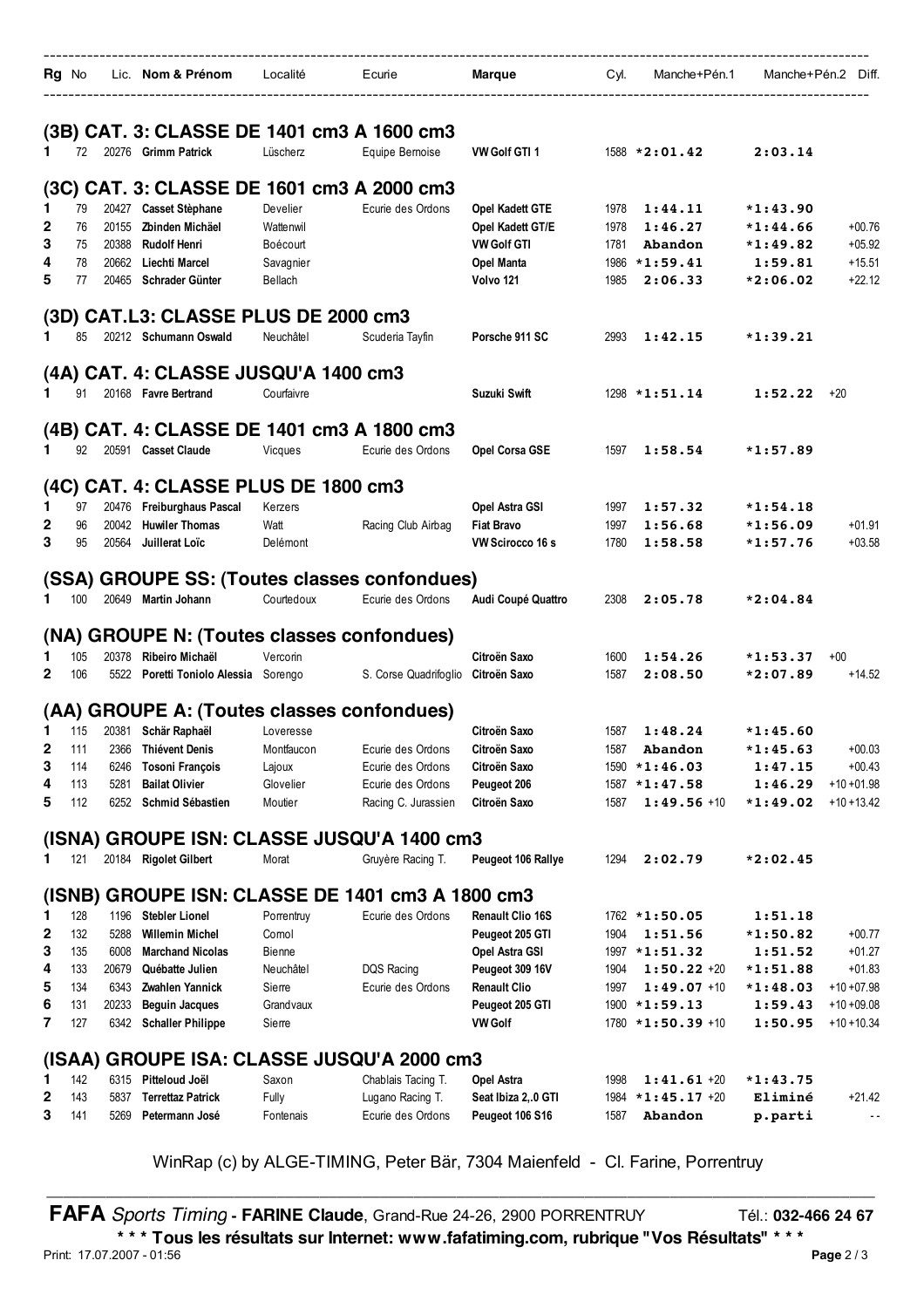| Rg | No | Lic. | Nom & Prénom | Localité | Ecurie | Marque | Cyl. | Manche+Pén.1 | Manche+Pén.2 | Diff. |
|---|---|---|---|---|---|---|---|---|---|---|

## (3B) CAT. 3: CLASSE DE 1401 cm3 A 1600 cm3

| Rg | No | Lic. | Nom & Prénom | Localité | Ecurie | Marque | Cyl. | Manche+Pén.1 | Manche+Pén.2 | Diff. |
|---|---|---|---|---|---|---|---|---|---|---|
| 1 | 72 | 20276 | **Grimm Patrick** | Lüscherz | Equipe Bernoise | **VW Golf GTI 1** | 1588 | *2:01.42 | 2:03.14 | |

## (3C) CAT. 3: CLASSE DE 1601 cm3 A 2000 cm3

| Rg | No | Lic. | Nom & Prénom | Localité | Ecurie | Marque | Cyl. | Manche+Pén.1 | Manche+Pén.2 | Diff. |
|---|---|---|---|---|---|---|---|---|---|---|
| 1 | 79 | 20427 | **Casset Stèphane** | Develier | Ecurie des Ordons | **Opel Kadett GTE** | 1978 | 1:44.11 | *1:43.90 | |
| 2 | 76 | 20155 | **Zbinden Michäel** | Wattenwil | | **Opel Kadett GT/E** | 1978 | 1:46.27 | *1:44.66 | +00.76 |
| 3 | 75 | 20388 | **Rudolf Henri** | Boécourt | | **VW Golf GTI** | 1781 | Abandon | *1:49.82 | +05.92 |
| 4 | 78 | 20662 | **Liechti Marcel** | Savagnier | | **Opel Manta** | 1986 | *1:59.41 | 1:59.81 | +15.51 |
| 5 | 77 | 20465 | **Schrader Günter** | Bellach | | **Volvo 121** | 1985 | 2:06.33 | *2:06.02 | +22.12 |

## (3D) CAT.L3: CLASSE PLUS DE 2000 cm3

| Rg | No | Lic. | Nom & Prénom | Localité | Ecurie | Marque | Cyl. | Manche+Pén.1 | Manche+Pén.2 | Diff. |
|---|---|---|---|---|---|---|---|---|---|---|
| 1 | 85 | 20212 | **Schumann Oswald** | Neuchâtel | Scuderia Tayfin | **Porsche 911 SC** | 2993 | 1:42.15 | *1:39.21 | |

## (4A) CAT. 4: CLASSE JUSQU'A 1400 cm3

| Rg | No | Lic. | Nom & Prénom | Localité | Ecurie | Marque | Cyl. | Manche+Pén.1 | Manche+Pén.2 | Diff. |
|---|---|---|---|---|---|---|---|---|---|---|
| 1 | 91 | 20168 | **Favre Bertrand** | Courfaivre | | **Suzuki Swift** | 1298 | *1:51.14 | 1:52.22 +20 | |

## (4B) CAT. 4: CLASSE DE 1401 cm3 A 1800 cm3

| Rg | No | Lic. | Nom & Prénom | Localité | Ecurie | Marque | Cyl. | Manche+Pén.1 | Manche+Pén.2 | Diff. |
|---|---|---|---|---|---|---|---|---|---|---|
| 1 | 92 | 20591 | **Casset Claude** | Vicques | Ecurie des Ordons | **Opel Corsa GSE** | 1597 | 1:58.54 | *1:57.89 | |

## (4C) CAT. 4: CLASSE PLUS DE 1800 cm3

| Rg | No | Lic. | Nom & Prénom | Localité | Ecurie | Marque | Cyl. | Manche+Pén.1 | Manche+Pén.2 | Diff. |
|---|---|---|---|---|---|---|---|---|---|---|
| 1 | 97 | 20476 | **Freiburghaus Pascal** | Kerzers | | **Opel Astra GSI** | 1997 | 1:57.32 | *1:54.18 | |
| 2 | 96 | 20042 | **Huwiler Thomas** | Watt | Racing Club Airbag | **Fiat Bravo** | 1997 | 1:56.68 | *1:56.09 | +01.91 |
| 3 | 95 | 20564 | **Juillerat Loïc** | Delémont | | **VW Scirocco 16 s** | 1780 | 1:58.58 | *1:57.76 | +03.58 |

## (SSA) GROUPE SS: (Toutes classes confondues)

| Rg | No | Lic. | Nom & Prénom | Localité | Ecurie | Marque | Cyl. | Manche+Pén.1 | Manche+Pén.2 | Diff. |
|---|---|---|---|---|---|---|---|---|---|---|
| 1 | 100 | 20649 | **Martin Johann** | Courtedoux | Ecurie des Ordons | **Audi Coupé Quattro** | 2308 | 2:05.78 | *2:04.84 | |

## (NA) GROUPE N: (Toutes classes confondues)

| Rg | No | Lic. | Nom & Prénom | Localité | Ecurie | Marque | Cyl. | Manche+Pén.1 | Manche+Pén.2 | Diff. |
|---|---|---|---|---|---|---|---|---|---|---|
| 1 | 105 | 20378 | **Ribeiro Michaël** | Vercorin | | **Citroën Saxo** | 1600 | 1:54.26 | *1:53.37 +00 | |
| 2 | 106 | 5522 | **Poretti Toniolo Alessia** | Sorengo | S. Corse Quadrifoglio | **Citroën Saxo** | 1587 | 2:08.50 | *2:07.89 | +14.52 |

## (AA) GROUPE A: (Toutes classes confondues)

| Rg | No | Lic. | Nom & Prénom | Localité | Ecurie | Marque | Cyl. | Manche+Pén.1 | Manche+Pén.2 | Diff. |
|---|---|---|---|---|---|---|---|---|---|---|
| 1 | 115 | 20381 | **Schär Raphaël** | Loveresse | | **Citroën Saxo** | 1587 | 1:48.24 | *1:45.60 | |
| 2 | 111 | 2366 | **Thiévent Denis** | Montfaucon | Ecurie des Ordons | **Citroën Saxo** | 1587 | Abandon | *1:45.63 | +00.03 |
| 3 | 114 | 6246 | **Tosoni François** | Lajoux | Ecurie des Ordons | **Citroën Saxo** | 1590 | *1:46.03 | 1:47.15 | +00.43 |
| 4 | 113 | 5281 | **Bailat Olivier** | Glovelier | Ecurie des Ordons | **Peugeot 206** | 1587 | *1:47.58 | 1:46.29 | +10 +01.98 |
| 5 | 112 | 6252 | **Schmid Sébastien** | Moutier | Racing C. Jurassien | **Citroën Saxo** | 1587 | 1:49.56 +10 | *1:49.02 | +10 +13.42 |

## (ISNA) GROUPE ISN: CLASSE JUSQU'A 1400 cm3

| Rg | No | Lic. | Nom & Prénom | Localité | Ecurie | Marque | Cyl. | Manche+Pén.1 | Manche+Pén.2 | Diff. |
|---|---|---|---|---|---|---|---|---|---|---|
| 1 | 121 | 20184 | **Rigolet Gilbert** | Morat | Gruyère Racing T. | **Peugeot 106 Rallye** | 1294 | 2:02.79 | *2:02.45 | |

## (ISNB) GROUPE ISN: CLASSE DE 1401 cm3 A 1800 cm3

| Rg | No | Lic. | Nom & Prénom | Localité | Ecurie | Marque | Cyl. | Manche+Pén.1 | Manche+Pén.2 | Diff. |
|---|---|---|---|---|---|---|---|---|---|---|
| 1 | 128 | 1196 | **Stebler Lionel** | Porrentruy | Ecurie des Ordons | **Renault Clio 16S** | 1762 | *1:50.05 | 1:51.18 | |
| 2 | 132 | 5288 | **Willemin Michel** | Cornol | | **Peugeot 205 GTI** | 1904 | 1:51.56 | *1:50.82 | +00.77 |
| 3 | 135 | 6008 | **Marchand Nicolas** | Bienne | | **Opel Astra GSI** | 1997 | *1:51.32 | 1:51.52 | +01.27 |
| 4 | 133 | 20679 | **Québatte Julien** | Neuchâtel | DQS Racing | **Peugeot 309 16V** | 1904 | 1:50.22 +20 | *1:51.88 | +01.83 |
| 5 | 134 | 6343 | **Zwahlen Yannick** | Sierre | Ecurie des Ordons | **Renault Clio** | 1997 | 1:49.07 +10 | *1:48.03 | +10 +07.98 |
| 6 | 131 | 20233 | **Beguin Jacques** | Grandvaux | | **Peugeot 205 GTI** | 1900 | *1:59.13 | 1:59.43 | +10 +09.08 |
| 7 | 127 | 6342 | **Schaller Philippe** | Sierre | | **VW Golf** | 1780 | *1:50.39 +10 | 1:50.95 | +10 +10.34 |

## (ISAA) GROUPE ISA: CLASSE JUSQU'A 2000 cm3

| Rg | No | Lic. | Nom & Prénom | Localité | Ecurie | Marque | Cyl. | Manche+Pén.1 | Manche+Pén.2 | Diff. |
|---|---|---|---|---|---|---|---|---|---|---|
| 1 | 142 | 6315 | **Pitteloud Joël** | Saxon | Chablais Tacing T. | **Opel Astra** | 1998 | 1:41.61 +20 | *1:43.75 | |
| 2 | 143 | 5837 | **Terrettaz Patrick** | Fully | Lugano Racing T. | **Seat Ibiza 2,.0 GTI** | 1984 | *1:45.17 +20 | Eliminé | +21.42 |
| 3 | 141 | 5269 | **Petermann José** | Fontenais | Ecurie des Ordons | **Peugeot 106 S16** | 1587 | Abandon | p.parti | -- |

WinRap (c) by ALGE-TIMING, Peter Bär, 7304 Maienfeld - Cl. Farine, Porrentruy

**FAFA** *Sports Timing* - **FARINE Claude**, Grand-Rue 24-26, 2900 PORRENTRUY Tél.: **032-466 24 67**

**\* \* \* Tous les résultats sur Internet: www.fafatiming.com, rubrique "Vos Résultats" \* \* \***

Print: 17.07.2007 - 01:56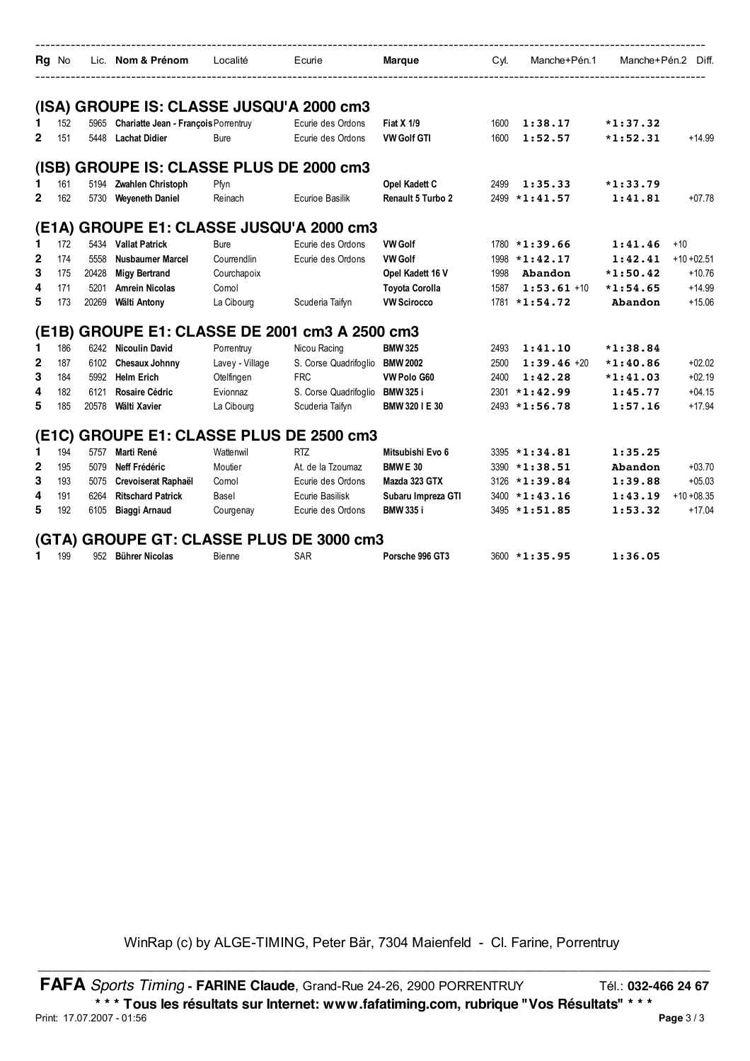| Rg | No | Lic. | Nom & Prénom | Localité | Ecurie | Marque | Cyl. | Manche+Pén.1 | Manche+Pén.2 | Diff. |
|---|---|---|---|---|---|---|---|---|---|---|

## (ISA) GROUPE IS: CLASSE JUSQU'A 2000 cm3

| Rg | No | Lic. | Nom & Prénom | Localité | Ecurie | Marque | Cyl. | Manche+Pén.1 | Manche+Pén.2 | Diff. |
|---|---|---|---|---|---|---|---|---|---|---|
| 1 | 152 | 5965 | Chariatte Jean - François | Porrentruy | Ecurie des Ordons | Fiat X 1/9 | 1600 | 1:38.17 | *1:37.32 | |
| 2 | 151 | 5448 | Lachat Didier | Bure | Ecurie des Ordons | VW Golf GTI | 1600 | 1:52.57 | *1:52.31 | +14.99 |

## (ISB) GROUPE IS: CLASSE PLUS DE 2000 cm3

| Rg | No | Lic. | Nom & Prénom | Localité | Ecurie | Marque | Cyl. | Manche+Pén.1 | Manche+Pén.2 | Diff. |
|---|---|---|---|---|---|---|---|---|---|---|
| 1 | 161 | 5194 | Zwahlen Christoph | Pfyn | | Opel Kadett C | 2499 | 1:35.33 | *1:33.79 | |
| 2 | 162 | 5730 | Weyeneth Daniel | Reinach | Ecurioe Basilik | Renault 5 Turbo 2 | 2499 | *1:41.57 | 1:41.81 | +07.78 |

## (E1A) GROUPE E1: CLASSE JUSQU'A 2000 cm3

| Rg | No | Lic. | Nom & Prénom | Localité | Ecurie | Marque | Cyl. | Manche+Pén.1 | Manche+Pén.2 | Diff. |
|---|---|---|---|---|---|---|---|---|---|---|
| 1 | 172 | 5434 | Vallat Patrick | Bure | Ecurie des Ordons | VW Golf | 1780 | *1:39.66 | 1:41.46 +10 | |
| 2 | 174 | 5558 | Nusbaumer Marcel | Courrendlin | Ecurie des Ordons | VW Golf | 1998 | *1:42.17 | 1:42.41 +10 | +02.51 |
| 3 | 175 | 20428 | Migy Bertrand | Courchapoix | | Opel Kadett 16 V | 1998 | Abandon | *1:50.42 | +10.76 |
| 4 | 171 | 5201 | Amrein Nicolas | Cornol | | Toyota Corolla | 1587 | 1:53.61 +10 | *1:54.65 | +14.99 |
| 5 | 173 | 20269 | Wälti Antony | La Cibourg | Scuderia Taifyn | VW Scirocco | 1781 | *1:54.72 | Abandon | +15.06 |

## (E1B) GROUPE E1: CLASSE DE 2001 cm3 A 2500 cm3

| Rg | No | Lic. | Nom & Prénom | Localité | Ecurie | Marque | Cyl. | Manche+Pén.1 | Manche+Pén.2 | Diff. |
|---|---|---|---|---|---|---|---|---|---|---|
| 1 | 186 | 6242 | Nicoulin David | Porrentruy | Nicou Racing | BMW 325 | 2493 | 1:41.10 | *1:38.84 | |
| 2 | 187 | 6102 | Chesaux Johnny | Lavey - Village | S. Corse Quadrifoglio | BMW 2002 | 2500 | 1:39.46 +20 | *1:40.86 | +02.02 |
| 3 | 184 | 5992 | Helm Erich | Otelfingen | FRC | VW Polo G60 | 2400 | 1:42.28 | *1:41.03 | +02.19 |
| 4 | 182 | 6121 | Rosaire Cédric | Evionnaz | S. Corse Quadrifoglio | BMW 325 i | 2301 | *1:42.99 | 1:45.77 | +04.15 |
| 5 | 185 | 20578 | Wälti Xavier | La Cibourg | Scuderia Taifyn | BMW 320 I E 30 | 2493 | *1:56.78 | 1:57.16 | +17.94 |

## (E1C) GROUPE E1: CLASSE PLUS DE 2500 cm3

| Rg | No | Lic. | Nom & Prénom | Localité | Ecurie | Marque | Cyl. | Manche+Pén.1 | Manche+Pén.2 | Diff. |
|---|---|---|---|---|---|---|---|---|---|---|
| 1 | 194 | 5757 | Marti René | Wattenwil | RTZ | Mitsubishi Evo 6 | 3395 | *1:34.81 | 1:35.25 | |
| 2 | 195 | 5079 | Neff Frédéric | Moutier | At. de la Tzoumaz | BMW E 30 | 3390 | *1:38.51 | Abandon | +03.70 |
| 3 | 193 | 5075 | Crevoiserat Raphaël | Cornol | Ecurie des Ordons | Mazda 323 GTX | 3126 | *1:39.84 | 1:39.88 | +05.03 |
| 4 | 191 | 6264 | Ritschard Patrick | Basel | Ecurie Basilisk | Subaru Impreza GTI | 3400 | *1:43.16 | 1:43.19 +10 | +08.35 |
| 5 | 192 | 6105 | Biaggi Arnaud | Courgenay | Ecurie des Ordons | BMW 335 i | 3495 | *1:51.85 | 1:53.32 | +17.04 |

## (GTA) GROUPE GT: CLASSE PLUS DE 3000 cm3

| Rg | No | Lic. | Nom & Prénom | Localité | Ecurie | Marque | Cyl. | Manche+Pén.1 | Manche+Pén.2 | Diff. |
|---|---|---|---|---|---|---|---|---|---|---|
| 1 | 199 | 952 | Bührer Nicolas | Bienne | SAR | Porsche 996 GT3 | 3600 | *1:35.95 | 1:36.05 | |

WinRap (c) by ALGE-TIMING, Peter Bär, 7304 Maienfeld - Cl. Farine, Porrentruy

**FAFA** *Sports Timing* - **FARINE Claude**, Grand-Rue 24-26, 2900 PORRENTRUY Tél.: **032-466 24 67**

**\* \* \* Tous les résultats sur Internet: www.fafatiming.com, rubrique "Vos Résultats" \* \* \***

Print: 17.07.2007 - 01:56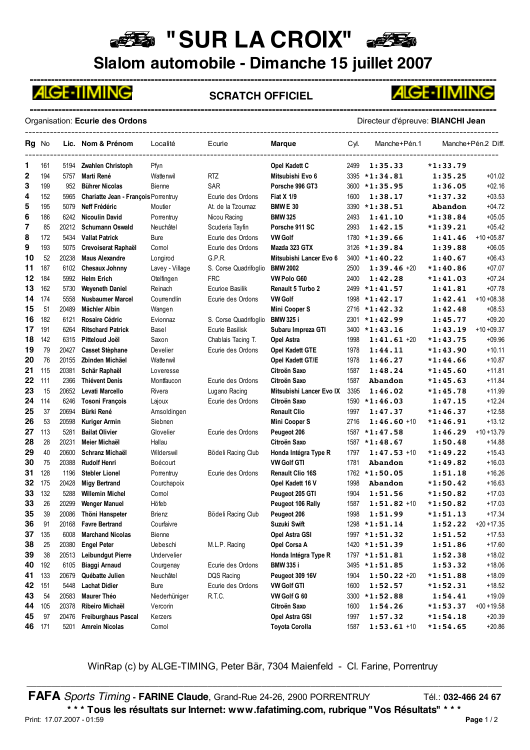# "SUR LA CROIX"

## Slalom automobile - Dimanche 15 juillet 2007

ALGE-TIMING **SCRATCH OFFICIEL** ALGE-TIMING

Organisation: **Ecurie des Ordons** Directeur d'épreuve: **BIANCHI Jean**

| Rg | No | Lic. | Nom & Prénom | Localité | Ecurie | Marque | Cyl. | Manche+Pén.1 | Manche+Pén.2 | Diff. |
|---|---|---|---|---|---|---|---|---|---|---|
| 1 | 161 | 5194 | Zwahlen Christoph | Pfyn | | Opel Kadett C | 2499 | 1:35.33 | *1:33.79 | |
| 2 | 194 | 5757 | Marti René | Wattenwil | RTZ | Mitsubishi Evo 6 | 3395 | *1:34.81 | 1:35.25 | +01.02 |
| 3 | 199 | 952 | Bührer Nicolas | Bienne | SAR | Porsche 996 GT3 | 3600 | *1:35.95 | 1:36.05 | +02.16 |
| 4 | 152 | 5965 | Chariatte Jean - François | Porrentruy | Ecurie des Ordons | Fiat X 1/9 | 1600 | 1:38.17 | *1:37.32 | +03.53 |
| 5 | 195 | 5079 | Neff Frédéric | Moutier | At. de la Tzoumaz | BMW E 30 | 3390 | *1:38.51 | Abandon | +04.72 |
| 6 | 186 | 6242 | Nicoulin David | Porrentruy | Nicou Racing | BMW 325 | 2493 | 1:41.10 | *1:38.84 | +05.05 |
| 7 | 85 | 20212 | Schumann Oswald | Neuchâtel | Scuderia Tayfin | Porsche 911 SC | 2993 | 1:42.15 | *1:39.21 | +05.42 |
| 8 | 172 | 5434 | Vallat Patrick | Bure | Ecurie des Ordons | VW Golf | 1780 | *1:39.66 | 1:41.46 | +10 +05.87 |
| 9 | 193 | 5075 | Crevoiserat Raphaël | Cornol | Ecurie des Ordons | Mazda 323 GTX | 3126 | *1:39.84 | 1:39.88 | +06.05 |
| 10 | 52 | 20238 | Maus Alexandre | Longirod | G.P.R. | Mitsubishi Lancer Evo 6 | 3400 | *1:40.22 | 1:40.67 | +06.43 |
| 11 | 187 | 6102 | Chesaux Johnny | Lavey - Village | S. Corse Quadrifoglio | BMW 2002 | 2500 | 1:39.46 +20 | *1:40.86 | +07.07 |
| 12 | 184 | 5992 | Helm Erich | Otelfingen | FRC | VW Polo G60 | 2400 | 1:42.28 | *1:41.03 | +07.24 |
| 13 | 162 | 5730 | Weyeneth Daniel | Reinach | Ecurioe Basilik | Renault 5 Turbo 2 | 2499 | *1:41.57 | 1:41.81 | +07.78 |
| 14 | 174 | 5558 | Nusbaumer Marcel | Courrendlin | Ecurie des Ordons | VW Golf | 1998 | *1:42.17 | 1:42.41 | +10 +08.38 |
| 15 | 51 | 20489 | Mächler Albin | Wangen | | Mini Cooper S | 2716 | *1:42.32 | 1:42.48 | +08.53 |
| 16 | 182 | 6121 | Rosaire Cédric | Evionnaz | S. Corse Quadrifoglio | BMW 325 i | 2301 | *1:42.99 | 1:45.77 | +09.20 |
| 17 | 191 | 6264 | Ritschard Patrick | Basel | Ecurie Basilisk | Subaru Impreza GTI | 3400 | *1:43.16 | 1:43.19 | +10 +09.37 |
| 18 | 142 | 6315 | Pitteloud Joël | Saxon | Chablais Tacing T. | Opel Astra | 1998 | 1:41.61 +20 | *1:43.75 | +09.96 |
| 19 | 79 | 20427 | Casset Stèphane | Develier | Ecurie des Ordons | Opel Kadett GTE | 1978 | 1:44.11 | *1:43.90 | +10.11 |
| 20 | 76 | 20155 | Zbinden Michäel | Wattenwil | | Opel Kadett GT/E | 1978 | 1:46.27 | *1:44.66 | +10.87 |
| 21 | 115 | 20381 | Schär Raphaël | Loveresse | | Citroën Saxo | 1587 | 1:48.24 | *1:45.60 | +11.81 |
| 22 | 111 | 2366 | Thiévent Denis | Montfaucon | Ecurie des Ordons | Citroën Saxo | 1587 | Abandon | *1:45.63 | +11.84 |
| 23 | 15 | 20652 | Levati Marcello | Rivera | Lugano Racing | Mitsubishi Lancer Evo IX | 3395 | 1:46.02 | *1:45.78 | +11.99 |
| 24 | 114 | 6246 | Tosoni François | Lajoux | Ecurie des Ordons | Citroën Saxo | 1590 | *1:46.03 | 1:47.15 | +12.24 |
| 25 | 37 | 20694 | Bürki René | Amsoldingen | | Renault Clio | 1997 | 1:47.37 | *1:46.37 | +12.58 |
| 26 | 53 | 20598 | Kuriger Armin | Siebnen | | Mini Cooper S | 2716 | 1:46.60 +10 | *1:46.91 | +13.12 |
| 27 | 113 | 5281 | Bailat Olivier | Glovelier | Ecurie des Ordons | Peugeot 206 | 1587 | *1:47.58 | 1:46.29 | +10 +13.79 |
| 28 | 28 | 20231 | Meier Michaël | Hallau | | Citroën Saxo | 1587 | *1:48.67 | 1:50.48 | +14.88 |
| 29 | 40 | 20600 | Schranz Michaël | Wilderswil | Bödeli Racing Club | Honda Intégra Type R | 1797 | 1:47.53 +10 | *1:49.22 | +15.43 |
| 30 | 75 | 20388 | Rudolf Henri | Boécourt | | VW Golf GTI | 1781 | Abandon | *1:49.82 | +16.03 |
| 31 | 128 | 1196 | Stebler Lionel | Porrentruy | Ecurie des Ordons | Renault Clio 16S | 1762 | *1:50.05 | 1:51.18 | +16.26 |
| 32 | 175 | 20428 | Migy Bertrand | Courchapoix | | Opel Kadett 16 V | 1998 | Abandon | *1:50.42 | +16.63 |
| 33 | 132 | 5288 | Willemin Michel | Cornol | | Peugeot 205 GTI | 1904 | 1:51.56 | *1:50.82 | +17.03 |
| 33 | 26 | 20299 | Wenger Manuel | Höfeb | | Peugeot 106 Rally | 1587 | 1:51.82 +10 | *1:50.82 | +17.03 |
| 35 | 39 | 20086 | Thöni Hanspeter | Brienz | Bödeli Racing Club | Peugeot 206 | 1998 | 1:51.99 | *1:51.13 | +17.34 |
| 36 | 91 | 20168 | Favre Bertrand | Courfaivre | | Suzuki Swift | 1298 | *1:51.14 | 1:52.22 | +20 +17.35 |
| 37 | 135 | 6008 | Marchand Nicolas | Bienne | | Opel Astra GSI | 1997 | *1:51.32 | 1:51.52 | +17.53 |
| 38 | 25 | 20380 | Engel Peter | Uebeschi | M.L.P. Racing | Opel Corsa A | 1420 | *1:51.39 | 1:51.86 | +17.60 |
| 39 | 38 | 20513 | Leibundgut Pierre | Undervelier | | Honda Intégra Type R | 1797 | *1:51.81 | 1:52.38 | +18.02 |
| 40 | 192 | 6105 | Biaggi Arnaud | Courgenay | Ecurie des Ordons | BMW 335 i | 3495 | *1:51.85 | 1:53.32 | +18.06 |
| 41 | 133 | 20679 | Québatte Julien | Neuchâtel | DQS Racing | Peugeot 309 16V | 1904 | 1:50.22 +20 | *1:51.88 | +18.09 |
| 42 | 151 | 5448 | Lachat Didier | Bure | Ecurie des Ordons | VW Golf GTI | 1600 | 1:52.57 | *1:52.31 | +18.52 |
| 43 | 54 | 20583 | Maurer Théo | Niederhüniger | R.T.C. | VW Golf G 60 | 3300 | *1:52.88 | 1:54.41 | +19.09 |
| 44 | 105 | 20378 | Ribeiro Michaël | Vercorin | | Citroën Saxo | 1600 | 1:54.26 | *1:53.37 | +00 +19.58 |
| 45 | 97 | 20476 | Freiburghaus Pascal | Kerzers | | Opel Astra GSI | 1997 | 1:57.32 | *1:54.18 | +20.39 |
| 46 | 171 | 5201 | Amrein Nicolas | Cornol | | Toyota Corolla | 1587 | 1:53.61 +10 | *1:54.65 | +20.86 |

WinRap (c) by ALGE-TIMING, Peter Bär, 7304 Maienfeld - Cl. Farine, Porrentruy

**FAFA** *Sports Timing* - **FARINE Claude**, Grand-Rue 24-26, 2900 PORRENTRUY Tél.: **032-466 24 67**

**\* \* \* Tous les résultats sur Internet: www.fafatiming.com, rubrique "Vos Résultats" \* \* \***

Print: 17.07.2007 - 01:59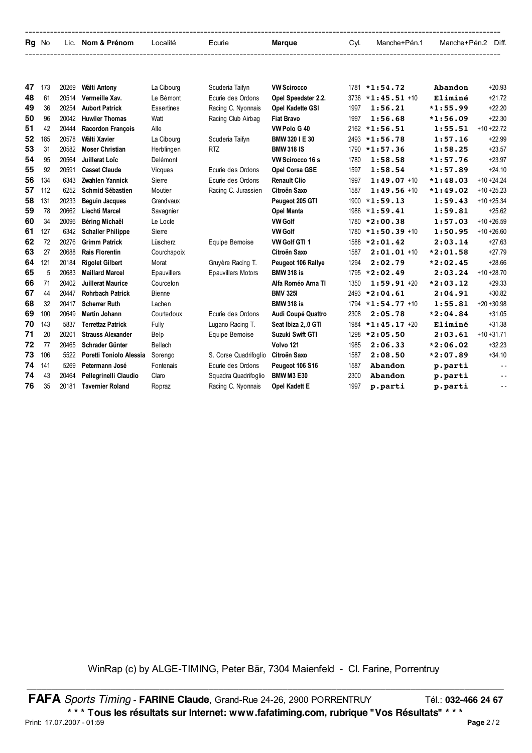| Rg | No | Lic. | Nom & Prénom | Localité | Ecurie | Marque | Cyl. | Manche+Pén.1 | Manche+Pén.2 | Diff. |
|---|---|---|---|---|---|---|---|---|---|---|
| 47 | 173 | 20269 | Wälti Antony | La Cibourg | Scuderia Taifyn | VW Scirocco | 1781 | *1:54.72 | Abandon | +20.93 |
| 48 | 61 | 20514 | Vermeille Xav. | Le Bémont | Ecurie des Ordons | Opel Speedster 2.2. | 3736 | *1:45.51 +10 | Eliminé | +21.72 |
| 49 | 36 | 20254 | Aubort Patrick | Essertines | Racing C. Nyonnais | Opel Kadette GSI | 1997 | 1:56.21 | *1:55.99 | +22.20 |
| 50 | 96 | 20042 | Huwiler Thomas | Watt | Racing Club Airbag | Fiat Bravo | 1997 | 1:56.68 | *1:56.09 | +22.30 |
| 51 | 42 | 20444 | Racordon François | Alle | | VW Polo G 40 | 2162 | *1:56.51 | 1:55.51 | +10 +22.72 |
| 52 | 185 | 20578 | Wälti Xavier | La Cibourg | Scuderia Taifyn | BMW 320 I E 30 | 2493 | *1:56.78 | 1:57.16 | +22.99 |
| 53 | 31 | 20582 | Moser Christian | Herblingen | RTZ | BMW 318 IS | 1790 | *1:57.36 | 1:58.25 | +23.57 |
| 54 | 95 | 20564 | Juillerat Loïc | Delémont | | VW Scirocco 16 s | 1780 | 1:58.58 | *1:57.76 | +23.97 |
| 55 | 92 | 20591 | Casset Claude | Vicques | Ecurie des Ordons | Opel Corsa GSE | 1597 | 1:58.54 | *1:57.89 | +24.10 |
| 56 | 134 | 6343 | Zwahlen Yannick | Sierre | Ecurie des Ordons | Renault Clio | 1997 | 1:49.07 +10 | *1:48.03 | +10 +24.24 |
| 57 | 112 | 6252 | Schmid Sébastien | Moutier | Racing C. Jurassien | Citroën Saxo | 1587 | 1:49.56 +10 | *1:49.02 | +10 +25.23 |
| 58 | 131 | 20233 | Beguin Jacques | Grandvaux | | Peugeot 205 GTI | 1900 | *1:59.13 | 1:59.43 | +10 +25.34 |
| 59 | 78 | 20662 | Liechti Marcel | Savagnier | | Opel Manta | 1986 | *1:59.41 | 1:59.81 | +25.62 |
| 60 | 34 | 20096 | Béring Michaël | Le Locle | | VW Golf | 1780 | *2:00.38 | 1:57.03 | +10 +26.59 |
| 61 | 127 | 6342 | Schaller Philippe | Sierre | | VW Golf | 1780 | *1:50.39 +10 | 1:50.95 | +10 +26.60 |
| 62 | 72 | 20276 | Grimm Patrick | Lüscherz | Equipe Bernoise | VW Golf GTI 1 | 1588 | *2:01.42 | 2:03.14 | +27.63 |
| 63 | 27 | 20688 | Rais Florentin | Courchapoix | | Citroën Saxo | 1587 | 2:01.01 +10 | *2:01.58 | +27.79 |
| 64 | 121 | 20184 | Rigolet Gilbert | Morat | Gruyère Racing T. | Peugeot 106 Rallye | 1294 | 2:02.79 | *2:02.45 | +28.66 |
| 65 | 5 | 20683 | Maillard Marcel | Epauvillers | Epauvillers Motors | BMW 318 is | 1795 | *2:02.49 | 2:03.24 | +10 +28.70 |
| 66 | 71 | 20402 | Juillerat Maurice | Courcelon | | Alfa Roméo Arna TI | 1350 | 1:59.91 +20 | *2:03.12 | +29.33 |
| 67 | 44 | 20447 | Rohrbach Patrick | Bienne | | BMV 325I | 2493 | *2:04.61 | 2:04.91 | +30.82 |
| 68 | 32 | 20417 | Scherrer Ruth | Lachen | | BMW 318 is | 1794 | *1:54.77 +10 | 1:55.81 | +20 +30.98 |
| 69 | 100 | 20649 | Martin Johann | Courtedoux | Ecurie des Ordons | Audi Coupé Quattro | 2308 | 2:05.78 | *2:04.84 | +31.05 |
| 70 | 143 | 5837 | Terrettaz Patrick | Fully | Lugano Racing T. | Seat Ibiza 2,.0 GTI | 1984 | *1:45.17 +20 | Eliminé | +31.38 |
| 71 | 20 | 20201 | Strauss Alexander | Belp | Equipe Bernoise | Suzuki Swift GTI | 1298 | *2:05.50 | 2:03.61 | +10 +31.71 |
| 72 | 77 | 20465 | Schrader Günter | Bellach | | Volvo 121 | 1985 | 2:06.33 | *2:06.02 | +32.23 |
| 73 | 106 | 5522 | Poretti Toniolo Alessia | Sorengo | S. Corse Quadrifoglio | Citroën Saxo | 1587 | 2:08.50 | *2:07.89 | +34.10 |
| 74 | 141 | 5269 | Petermann José | Fontenais | Ecurie des Ordons | Peugeot 106 S16 | 1587 | Abandon | p.parti | -- |
| 74 | 43 | 20464 | Pellegrinelli Claudio | Claro | Squadra Quadrifoglio | BMW M3 E30 | 2300 | Abandon | p.parti | -- |
| 76 | 35 | 20181 | Tavernier Roland | Ropraz | Racing C. Nyonnais | Opel Kadett E | 1997 | p.parti | p.parti | -- |

WinRap (c) by ALGE-TIMING, Peter Bär, 7304 Maienfeld - Cl. Farine, Porrentruy

**FAFA** *Sports Timing* - **FARINE Claude**, Grand-Rue 24-26, 2900 PORRENTRUY Tél.: **032-466 24 67**

**\* \* \* Tous les résultats sur Internet: www.fafatiming.com, rubrique "Vos Résultats" \* \* \***

Print: 17.07.2007 - 01:59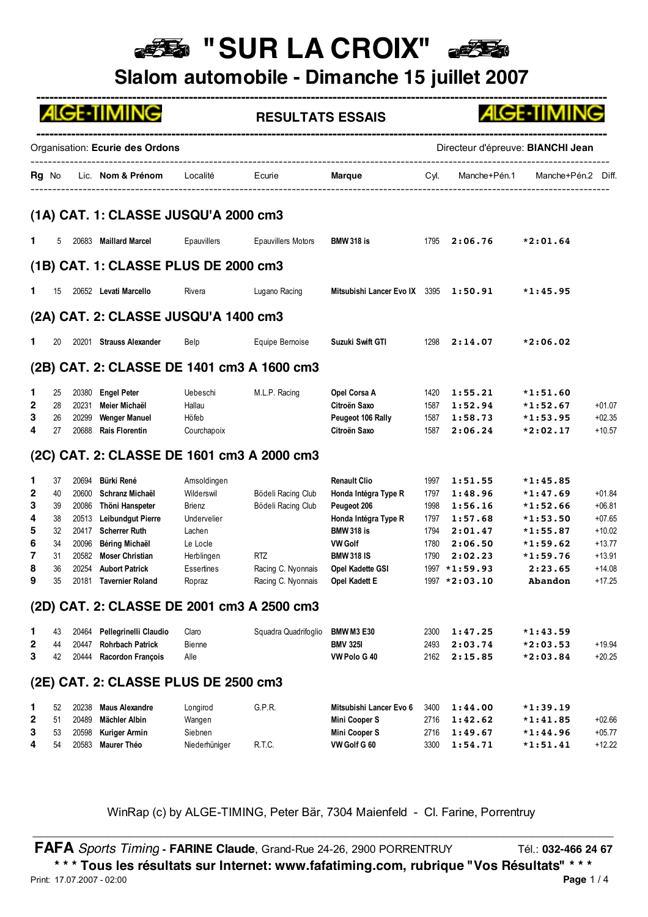# "SUR LA CROIX"

## Slalom automobile - Dimanche 15 juillet 2007

ALGE-TIMING **RESULTATS ESSAIS** ALGE-TIMING

Organisation: **Ecurie des Ordons** — Directeur d'épreuve: **BIANCHI Jean**

| Rg | No | Lic. | Nom & Prénom | Localité | Ecurie | Marque | Cyl. | Manche+Pén.1 | Manche+Pén.2 | Diff. |
|---|---|---|---|---|---|---|---|---|---|---|
| **(1A) CAT. 1: CLASSE JUSQU'A 2000 cm3** | | | | | | | | | | |
| 1 | 5 | 20683 | Maillard Marcel | Epauvillers | Epauvillers Motors | BMW 318 is | 1795 | 2:06.76 | *2:01.64 | |
| **(1B) CAT. 1: CLASSE PLUS DE 2000 cm3** | | | | | | | | | | |
| 1 | 15 | 20652 | Levati Marcello | Rivera | Lugano Racing | Mitsubishi Lancer Evo IX | 3395 | 1:50.91 | *1:45.95 | |
| **(2A) CAT. 2: CLASSE JUSQU'A 1400 cm3** | | | | | | | | | | |
| 1 | 20 | 20201 | Strauss Alexander | Belp | Equipe Bernoise | Suzuki Swift GTI | 1298 | 2:14.07 | *2:06.02 | |
| **(2B) CAT. 2: CLASSE DE 1401 cm3 A 1600 cm3** | | | | | | | | | | |
| 1 | 25 | 20380 | Engel Peter | Uebeschi | M.L.P. Racing | Opel Corsa A | 1420 | 1:55.21 | *1:51.60 | |
| 2 | 28 | 20231 | Meier Michaël | Hallau | | Citroën Saxo | 1587 | 1:52.94 | *1:52.67 | +01.07 |
| 3 | 26 | 20299 | Wenger Manuel | Höfeb | | Peugeot 106 Rally | 1587 | 1:58.73 | *1:53.95 | +02.35 |
| 4 | 27 | 20688 | Rais Florentin | Courchapoix | | Citroën Saxo | 1587 | 2:06.24 | *2:02.17 | +10.57 |
| **(2C) CAT. 2: CLASSE DE 1601 cm3 A 2000 cm3** | | | | | | | | | | |
| 1 | 37 | 20694 | Bürki René | Amsoldingen | | Renault Clio | 1997 | 1:51.55 | *1:45.85 | |
| 2 | 40 | 20600 | Schranz Michaël | Wilderswil | Bödeli Racing Club | Honda Intégra Type R | 1797 | 1:48.96 | *1:47.69 | +01.84 |
| 3 | 39 | 20086 | Thöni Hanspeter | Brienz | Bödeli Racing Club | Peugeot 206 | 1998 | 1:56.16 | *1:52.66 | +06.81 |
| 4 | 38 | 20513 | Leibundgut Pierre | Undervelier | | Honda Intégra Type R | 1797 | 1:57.68 | *1:53.50 | +07.65 |
| 5 | 32 | 20417 | Scherrer Ruth | Lachen | | BMW 318 is | 1794 | 2:01.47 | *1:55.87 | +10.02 |
| 6 | 34 | 20096 | Béring Michaël | Le Locle | | VW Golf | 1780 | 2:06.50 | *1:59.62 | +13.77 |
| 7 | 31 | 20582 | Moser Christian | Herblingen | RTZ | BMW 318 IS | 1790 | 2:02.23 | *1:59.76 | +13.91 |
| 8 | 36 | 20254 | Aubort Patrick | Essertines | Racing C. Nyonnais | Opel Kadette GSI | 1997 | *1:59.93 | 2:23.65 | +14.08 |
| 9 | 35 | 20181 | Tavernier Roland | Ropraz | Racing C. Nyonnais | Opel Kadett E | 1997 | *2:03.10 | Abandon | +17.25 |
| **(2D) CAT. 2: CLASSE DE 2001 cm3 A 2500 cm3** | | | | | | | | | | |
| 1 | 43 | 20464 | Pellegrinelli Claudio | Claro | Squadra Quadrifoglio | BMW M3 E30 | 2300 | 1:47.25 | *1:43.59 | |
| 2 | 44 | 20447 | Rohrbach Patrick | Bienne | | BMV 325I | 2493 | 2:03.74 | *2:03.53 | +19.94 |
| 3 | 42 | 20444 | Racordon François | Alle | | VW Polo G 40 | 2162 | 2:15.85 | *2:03.84 | +20.25 |
| **(2E) CAT. 2: CLASSE PLUS DE 2500 cm3** | | | | | | | | | | |
| 1 | 52 | 20238 | Maus Alexandre | Longirod | G.P.R. | Mitsubishi Lancer Evo 6 | 3400 | 1:44.00 | *1:39.19 | |
| 2 | 51 | 20489 | Mächler Albin | Wangen | | Mini Cooper S | 2716 | 1:42.62 | *1:41.85 | +02.66 |
| 3 | 53 | 20598 | Kuriger Armin | Siebnen | | Mini Cooper S | 2716 | 1:49.67 | *1:44.96 | +05.77 |
| 4 | 54 | 20583 | Maurer Théo | Niederhüniger | R.T.C. | VW Golf G 60 | 3300 | 1:54.71 | *1:51.41 | +12.22 |

WinRap (c) by ALGE-TIMING, Peter Bär, 7304 Maienfeld - Cl. Farine, Porrentruy

**FAFA** *Sports Timing* - **FARINE Claude**, Grand-Rue 24-26, 2900 PORRENTRUY Tél.: **032-466 24 67**

**\* \* \* Tous les résultats sur Internet: www.fafatiming.com, rubrique "Vos Résultats" \* \* \***

Print: 17.07.2007 - 02:00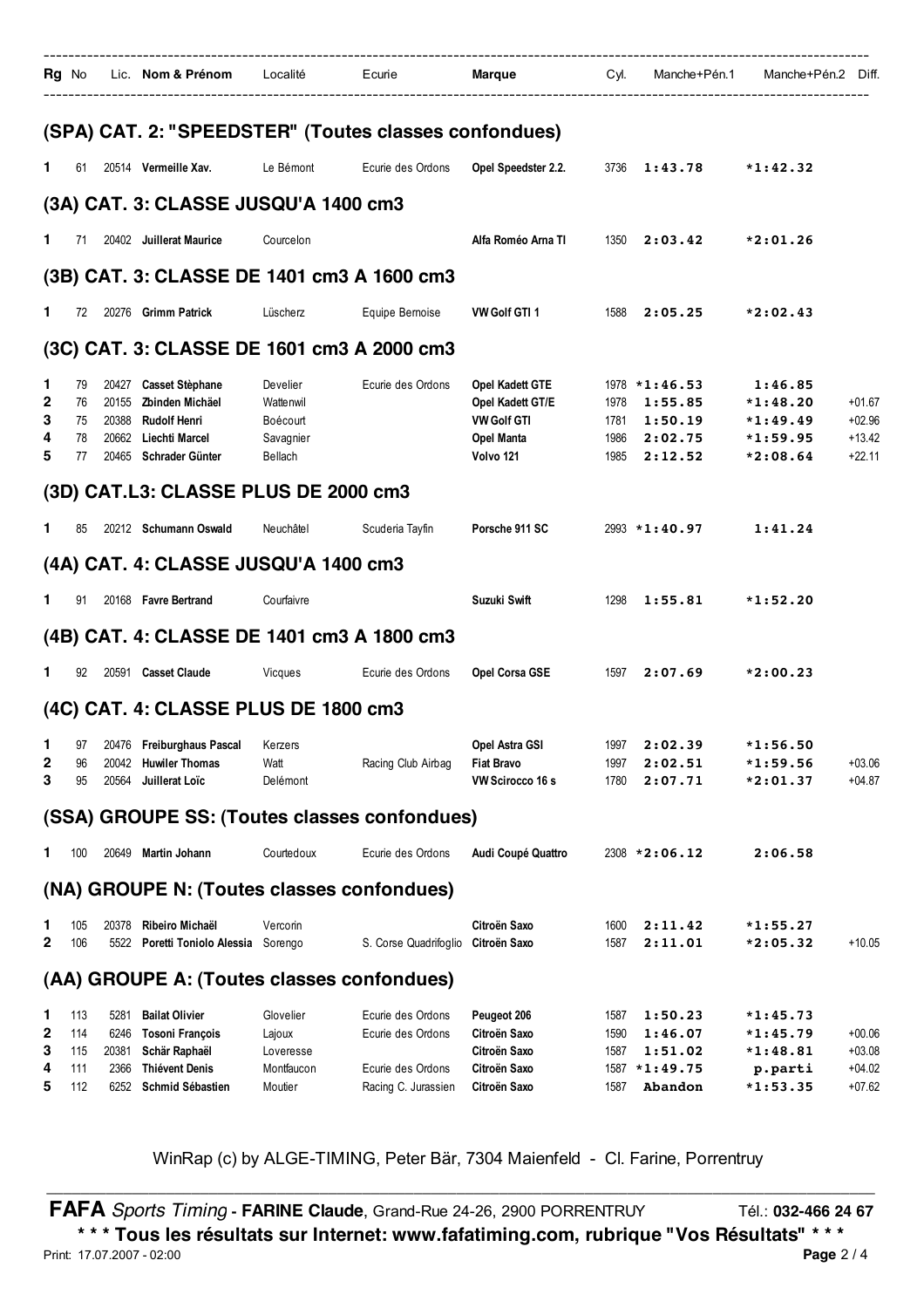| Rg | No | Lic. | Nom & Prénom | Localité | Ecurie | Marque | Cyl. | Manche+Pén.1 | Manche+Pén.2 | Diff. |
|---|---|---|---|---|---|---|---|---|---|---|

## (SPA) CAT. 2: "SPEEDSTER" (Toutes classes confondues)

| Rg | No | Lic. | Nom & Prénom | Localité | Ecurie | Marque | Cyl. | Manche+Pén.1 | Manche+Pén.2 | Diff. |
|---|---|---|---|---|---|---|---|---|---|---|
| 1 | 61 | 20514 | **Vermeille Xav.** | Le Bémont | Ecurie des Ordons | **Opel Speedster 2.2.** | 3736 | **1:43.78** | ***1:42.32** | |

## (3A) CAT. 3: CLASSE JUSQU'A 1400 cm3

| Rg | No | Lic. | Nom & Prénom | Localité | Ecurie | Marque | Cyl. | Manche+Pén.1 | Manche+Pén.2 | Diff. |
|---|---|---|---|---|---|---|---|---|---|---|
| 1 | 71 | 20402 | **Juillerat Maurice** | Courcelon | | **Alfa Roméo Arna TI** | 1350 | **2:03.42** | ***2:01.26** | |

## (3B) CAT. 3: CLASSE DE 1401 cm3 A 1600 cm3

| Rg | No | Lic. | Nom & Prénom | Localité | Ecurie | Marque | Cyl. | Manche+Pén.1 | Manche+Pén.2 | Diff. |
|---|---|---|---|---|---|---|---|---|---|---|
| 1 | 72 | 20276 | **Grimm Patrick** | Lüscherz | Equipe Bernoise | **VW Golf GTI 1** | 1588 | **2:05.25** | ***2:02.43** | |

## (3C) CAT. 3: CLASSE DE 1601 cm3 A 2000 cm3

| Rg | No | Lic. | Nom & Prénom | Localité | Ecurie | Marque | Cyl. | Manche+Pén.1 | Manche+Pén.2 | Diff. |
|---|---|---|---|---|---|---|---|---|---|---|
| 1 | 79 | 20427 | **Casset Stèphane** | Develier | Ecurie des Ordons | **Opel Kadett GTE** | 1978 | ***1:46.53** | **1:46.85** | |
| 2 | 76 | 20155 | **Zbinden Michäel** | Wattenwil | | **Opel Kadett GT/E** | 1978 | **1:55.85** | ***1:48.20** | +01.67 |
| 3 | 75 | 20388 | **Rudolf Henri** | Boécourt | | **VW Golf GTI** | 1781 | **1:50.19** | ***1:49.49** | +02.96 |
| 4 | 78 | 20662 | **Liechti Marcel** | Savagnier | | **Opel Manta** | 1986 | **2:02.75** | ***1:59.95** | +13.42 |
| 5 | 77 | 20465 | **Schrader Günter** | Bellach | | **Volvo 121** | 1985 | **2:12.52** | ***2:08.64** | +22.11 |

## (3D) CAT.L3: CLASSE PLUS DE 2000 cm3

| Rg | No | Lic. | Nom & Prénom | Localité | Ecurie | Marque | Cyl. | Manche+Pén.1 | Manche+Pén.2 | Diff. |
|---|---|---|---|---|---|---|---|---|---|---|
| 1 | 85 | 20212 | **Schumann Oswald** | Neuchâtel | Scuderia Tayfin | **Porsche 911 SC** | 2993 | ***1:40.97** | **1:41.24** | |

## (4A) CAT. 4: CLASSE JUSQU'A 1400 cm3

| Rg | No | Lic. | Nom & Prénom | Localité | Ecurie | Marque | Cyl. | Manche+Pén.1 | Manche+Pén.2 | Diff. |
|---|---|---|---|---|---|---|---|---|---|---|
| 1 | 91 | 20168 | **Favre Bertrand** | Courfaivre | | **Suzuki Swift** | 1298 | **1:55.81** | ***1:52.20** | |

## (4B) CAT. 4: CLASSE DE 1401 cm3 A 1800 cm3

| Rg | No | Lic. | Nom & Prénom | Localité | Ecurie | Marque | Cyl. | Manche+Pén.1 | Manche+Pén.2 | Diff. |
|---|---|---|---|---|---|---|---|---|---|---|
| 1 | 92 | 20591 | **Casset Claude** | Vicques | Ecurie des Ordons | **Opel Corsa GSE** | 1597 | **2:07.69** | ***2:00.23** | |

## (4C) CAT. 4: CLASSE PLUS DE 1800 cm3

| Rg | No | Lic. | Nom & Prénom | Localité | Ecurie | Marque | Cyl. | Manche+Pén.1 | Manche+Pén.2 | Diff. |
|---|---|---|---|---|---|---|---|---|---|---|
| 1 | 97 | 20476 | **Freiburghaus Pascal** | Kerzers | | **Opel Astra GSI** | 1997 | **2:02.39** | ***1:56.50** | |
| 2 | 96 | 20042 | **Huwiler Thomas** | Watt | Racing Club Airbag | **Fiat Bravo** | 1997 | **2:02.51** | ***1:59.56** | +03.06 |
| 3 | 95 | 20564 | **Juillerat Loïc** | Delémont | | **VW Scirocco 16 s** | 1780 | **2:07.71** | ***2:01.37** | +04.87 |

## (SSA) GROUPE SS: (Toutes classes confondues)

| Rg | No | Lic. | Nom & Prénom | Localité | Ecurie | Marque | Cyl. | Manche+Pén.1 | Manche+Pén.2 | Diff. |
|---|---|---|---|---|---|---|---|---|---|---|
| 1 | 100 | 20649 | **Martin Johann** | Courtedoux | Ecurie des Ordons | **Audi Coupé Quattro** | 2308 | ***2:06.12** | **2:06.58** | |

## (NA) GROUPE N: (Toutes classes confondues)

| Rg | No | Lic. | Nom & Prénom | Localité | Ecurie | Marque | Cyl. | Manche+Pén.1 | Manche+Pén.2 | Diff. |
|---|---|---|---|---|---|---|---|---|---|---|
| 1 | 105 | 20378 | **Ribeiro Michaël** | Vercorin | | **Citroën Saxo** | 1600 | **2:11.42** | ***1:55.27** | |
| 2 | 106 | 5522 | **Poretti Toniolo Alessia** | Sorengo | S. Corse Quadrifoglio | **Citroën Saxo** | 1587 | **2:11.01** | ***2:05.32** | +10.05 |

## (AA) GROUPE A: (Toutes classes confondues)

| Rg | No | Lic. | Nom & Prénom | Localité | Ecurie | Marque | Cyl. | Manche+Pén.1 | Manche+Pén.2 | Diff. |
|---|---|---|---|---|---|---|---|---|---|---|
| 1 | 113 | 5281 | **Bailat Olivier** | Glovelier | Ecurie des Ordons | **Peugeot 206** | 1587 | **1:50.23** | ***1:45.73** | |
| 2 | 114 | 6246 | **Tosoni François** | Lajoux | Ecurie des Ordons | **Citroën Saxo** | 1590 | **1:46.07** | ***1:45.79** | +00.06 |
| 3 | 115 | 20381 | **Schär Raphaël** | Loveresse | | **Citroën Saxo** | 1587 | **1:51.02** | ***1:48.81** | +03.08 |
| 4 | 111 | 2366 | **Thiévent Denis** | Montfaucon | Ecurie des Ordons | **Citroën Saxo** | 1587 | ***1:49.75** | **p.parti** | +04.02 |
| 5 | 112 | 6252 | **Schmid Sébastien** | Moutier | Racing C. Jurassien | **Citroën Saxo** | 1587 | **Abandon** | ***1:53.35** | +07.62 |

WinRap (c) by ALGE-TIMING, Peter Bär, 7304 Maienfeld - Cl. Farine, Porrentruy

**FAFA** *Sports Timing* - **FARINE Claude**, Grand-Rue 24-26, 2900 PORRENTRUY Tél.: **032-466 24 67**

**\* \* \* Tous les résultats sur Internet: www.fafatiming.com, rubrique "Vos Résultats" \* \* \***

Print: 17.07.2007 - 02:00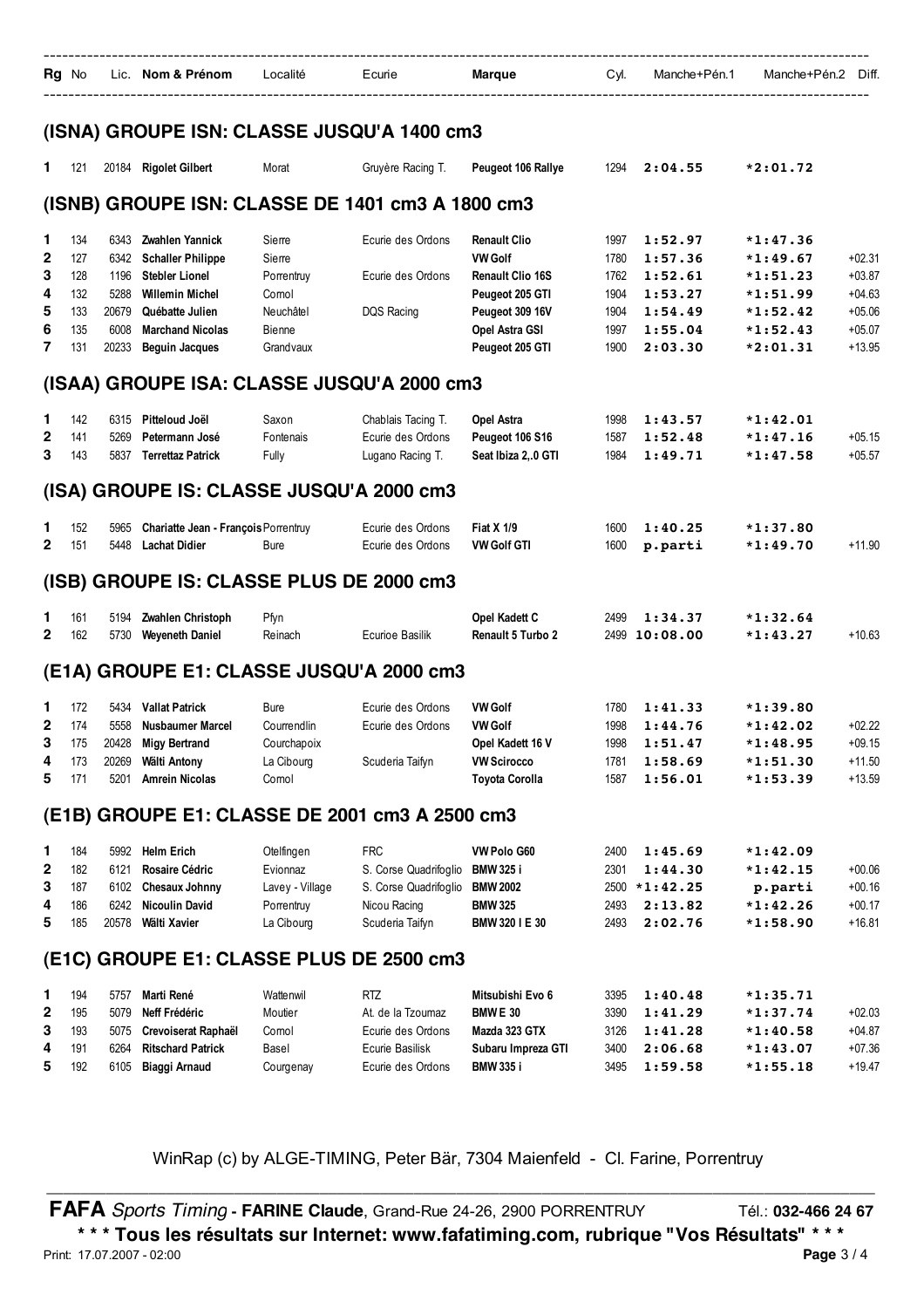| Rg | No | Lic. | Nom & Prénom | Localité | Ecurie | Marque | Cyl. | Manche+Pén.1 | Manche+Pén.2 | Diff. |
|---|---|---|---|---|---|---|---|---|---|---|

## (ISNA) GROUPE ISN: CLASSE JUSQU'A 1400 cm3

| Rg | No | Lic. | Nom & Prénom | Localité | Ecurie | Marque | Cyl. | Manche+Pén.1 | Manche+Pén.2 | Diff. |
|---|---|---|---|---|---|---|---|---|---|---|
| 1 | 121 | 20184 | **Rigolet Gilbert** | Morat | Gruyère Racing T. | **Peugeot 106 Rallye** | 1294 | **2:04.55** | ***2:01.72** | |

## (ISNB) GROUPE ISN: CLASSE DE 1401 cm3 A 1800 cm3

| Rg | No | Lic. | Nom & Prénom | Localité | Ecurie | Marque | Cyl. | Manche+Pén.1 | Manche+Pén.2 | Diff. |
|---|---|---|---|---|---|---|---|---|---|---|
| 1 | 134 | 6343 | **Zwahlen Yannick** | Sierre | Ecurie des Ordons | **Renault Clio** | 1997 | **1:52.97** | ***1:47.36** | |
| 2 | 127 | 6342 | **Schaller Philippe** | Sierre | | **VW Golf** | 1780 | **1:57.36** | ***1:49.67** | +02.31 |
| 3 | 128 | 1196 | **Stebler Lionel** | Porrentruy | Ecurie des Ordons | **Renault Clio 16S** | 1762 | **1:52.61** | ***1:51.23** | +03.87 |
| 4 | 132 | 5288 | **Willemin Michel** | Cornol | | **Peugeot 205 GTI** | 1904 | **1:53.27** | ***1:51.99** | +04.63 |
| 5 | 133 | 20679 | **Québatte Julien** | Neuchâtel | DQS Racing | **Peugeot 309 16V** | 1904 | **1:54.49** | ***1:52.42** | +05.06 |
| 6 | 135 | 6008 | **Marchand Nicolas** | Bienne | | **Opel Astra GSI** | 1997 | **1:55.04** | ***1:52.43** | +05.07 |
| 7 | 131 | 20233 | **Beguin Jacques** | Grandvaux | | **Peugeot 205 GTI** | 1900 | **2:03.30** | ***2:01.31** | +13.95 |

## (ISAA) GROUPE ISA: CLASSE JUSQU'A 2000 cm3

| Rg | No | Lic. | Nom & Prénom | Localité | Ecurie | Marque | Cyl. | Manche+Pén.1 | Manche+Pén.2 | Diff. |
|---|---|---|---|---|---|---|---|---|---|---|
| 1 | 142 | 6315 | **Pitteloud Joël** | Saxon | Chablais Tacing T. | **Opel Astra** | 1998 | **1:43.57** | ***1:42.01** | |
| 2 | 141 | 5269 | **Petermann José** | Fontenais | Ecurie des Ordons | **Peugeot 106 S16** | 1587 | **1:52.48** | ***1:47.16** | +05.15 |
| 3 | 143 | 5837 | **Terrettaz Patrick** | Fully | Lugano Racing T. | **Seat Ibiza 2,.0 GTI** | 1984 | **1:49.71** | ***1:47.58** | +05.57 |

## (ISA) GROUPE IS: CLASSE JUSQU'A 2000 cm3

| Rg | No | Lic. | Nom & Prénom | Localité | Ecurie | Marque | Cyl. | Manche+Pén.1 | Manche+Pén.2 | Diff. |
|---|---|---|---|---|---|---|---|---|---|---|
| 1 | 152 | 5965 | **Chariatte Jean - François** | Porrentruy | Ecurie des Ordons | **Fiat X 1/9** | 1600 | **1:40.25** | ***1:37.80** | |
| 2 | 151 | 5448 | **Lachat Didier** | Bure | Ecurie des Ordons | **VW Golf GTI** | 1600 | **p.parti** | ***1:49.70** | +11.90 |

## (ISB) GROUPE IS: CLASSE PLUS DE 2000 cm3

| Rg | No | Lic. | Nom & Prénom | Localité | Ecurie | Marque | Cyl. | Manche+Pén.1 | Manche+Pén.2 | Diff. |
|---|---|---|---|---|---|---|---|---|---|---|
| 1 | 161 | 5194 | **Zwahlen Christoph** | Pfyn | | **Opel Kadett C** | 2499 | **1:34.37** | ***1:32.64** | |
| 2 | 162 | 5730 | **Weyeneth Daniel** | Reinach | Ecurioe Basilik | **Renault 5 Turbo 2** | 2499 | **10:08.00** | ***1:43.27** | +10.63 |

## (E1A) GROUPE E1: CLASSE JUSQU'A 2000 cm3

| Rg | No | Lic. | Nom & Prénom | Localité | Ecurie | Marque | Cyl. | Manche+Pén.1 | Manche+Pén.2 | Diff. |
|---|---|---|---|---|---|---|---|---|---|---|
| 1 | 172 | 5434 | **Vallat Patrick** | Bure | Ecurie des Ordons | **VW Golf** | 1780 | **1:41.33** | ***1:39.80** | |
| 2 | 174 | 5558 | **Nusbaumer Marcel** | Courrendlin | Ecurie des Ordons | **VW Golf** | 1998 | **1:44.76** | ***1:42.02** | +02.22 |
| 3 | 175 | 20428 | **Migy Bertrand** | Courchapoix | | **Opel Kadett 16 V** | 1998 | **1:51.47** | ***1:48.95** | +09.15 |
| 4 | 173 | 20269 | **Wälti Antony** | La Cibourg | Scuderia Taifyn | **VW Scirocco** | 1781 | **1:58.69** | ***1:51.30** | +11.50 |
| 5 | 171 | 5201 | **Amrein Nicolas** | Cornol | | **Toyota Corolla** | 1587 | **1:56.01** | ***1:53.39** | +13.59 |

## (E1B) GROUPE E1: CLASSE DE 2001 cm3 A 2500 cm3

| Rg | No | Lic. | Nom & Prénom | Localité | Ecurie | Marque | Cyl. | Manche+Pén.1 | Manche+Pén.2 | Diff. |
|---|---|---|---|---|---|---|---|---|---|---|
| 1 | 184 | 5992 | **Helm Erich** | Otelfingen | FRC | **VW Polo G60** | 2400 | **1:45.69** | ***1:42.09** | |
| 2 | 182 | 6121 | **Rosaire Cédric** | Evionnaz | S. Corse Quadrifoglio | **BMW 325 i** | 2301 | **1:44.30** | ***1:42.15** | +00.06 |
| 3 | 187 | 6102 | **Chesaux Johnny** | Lavey - Village | S. Corse Quadrifoglio | **BMW 2002** | 2500 | ***1:42.25** | **p.parti** | +00.16 |
| 4 | 186 | 6242 | **Nicoulin David** | Porrentruy | Nicou Racing | **BMW 325** | 2493 | **2:13.82** | ***1:42.26** | +00.17 |
| 5 | 185 | 20578 | **Wälti Xavier** | La Cibourg | Scuderia Taifyn | **BMW 320 I E 30** | 2493 | **2:02.76** | ***1:58.90** | +16.81 |

## (E1C) GROUPE E1: CLASSE PLUS DE 2500 cm3

| Rg | No | Lic. | Nom & Prénom | Localité | Ecurie | Marque | Cyl. | Manche+Pén.1 | Manche+Pén.2 | Diff. |
|---|---|---|---|---|---|---|---|---|---|---|
| 1 | 194 | 5757 | **Marti René** | Wattenwil | RTZ | **Mitsubishi Evo 6** | 3395 | **1:40.48** | ***1:35.71** | |
| 2 | 195 | 5079 | **Neff Frédéric** | Moutier | At. de la Tzoumaz | **BMW E 30** | 3390 | **1:41.29** | ***1:37.74** | +02.03 |
| 3 | 193 | 5075 | **Crevoiserat Raphaël** | Cornol | Ecurie des Ordons | **Mazda 323 GTX** | 3126 | **1:41.28** | ***1:40.58** | +04.87 |
| 4 | 191 | 6264 | **Ritschard Patrick** | Basel | Ecurie Basilisk | **Subaru Impreza GTI** | 3400 | **2:06.68** | ***1:43.07** | +07.36 |
| 5 | 192 | 6105 | **Biaggi Arnaud** | Courgenay | Ecurie des Ordons | **BMW 335 i** | 3495 | **1:59.58** | ***1:55.18** | +19.47 |

WinRap (c) by ALGE-TIMING, Peter Bär, 7304 Maienfeld - Cl. Farine, Porrentruy

**FAFA** *Sports Timing* - **FARINE Claude**, Grand-Rue 24-26, 2900 PORRENTRUY Tél.: **032-466 24 67**

**\* \* \* Tous les résultats sur Internet: www.fafatiming.com, rubrique "Vos Résultats" \* \* \***

Print: 17.07.2007 - 02:00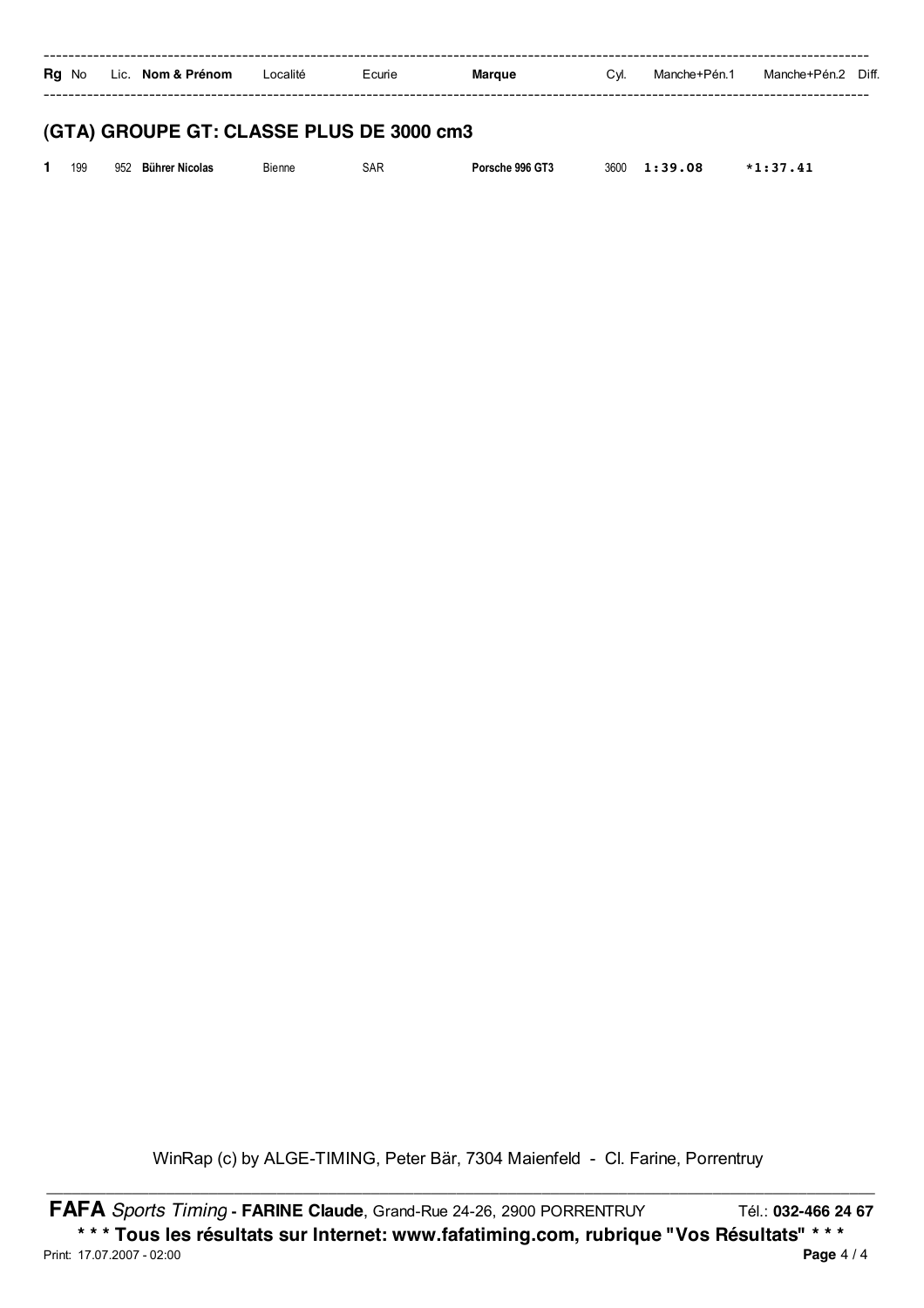| Rg | No | Lic. | Nom & Prénom | Localité | Ecurie | Marque | Cyl. | Manche+Pén.1 | Manche+Pén.2 | Diff. |
|---|---|---|---|---|---|---|---|---|---|---|

## (GTA) GROUPE GT: CLASSE PLUS DE 3000 cm3

| Rg | No | Lic. | Nom & Prénom | Localité | Ecurie | Marque | Cyl. | Manche+Pén.1 | Manche+Pén.2 | Diff. |
|---|---|---|---|---|---|---|---|---|---|---|
| 1 | 199 | 952 | **Bührer Nicolas** | Bienne | SAR | **Porsche 996 GT3** | 3600 | **1:39.08** | ***1:37.41** | |

WinRap (c) by ALGE-TIMING, Peter Bär, 7304 Maienfeld - Cl. Farine, Porrentruy

**FAFA** *Sports Timing* - **FARINE Claude**, Grand-Rue 24-26, 2900 PORRENTRUY Tél.: **032-466 24 67**

**\* \* \* Tous les résultats sur Internet: www.fafatiming.com, rubrique "Vos Résultats" \* \* \***

Print: 17.07.2007 - 02:00